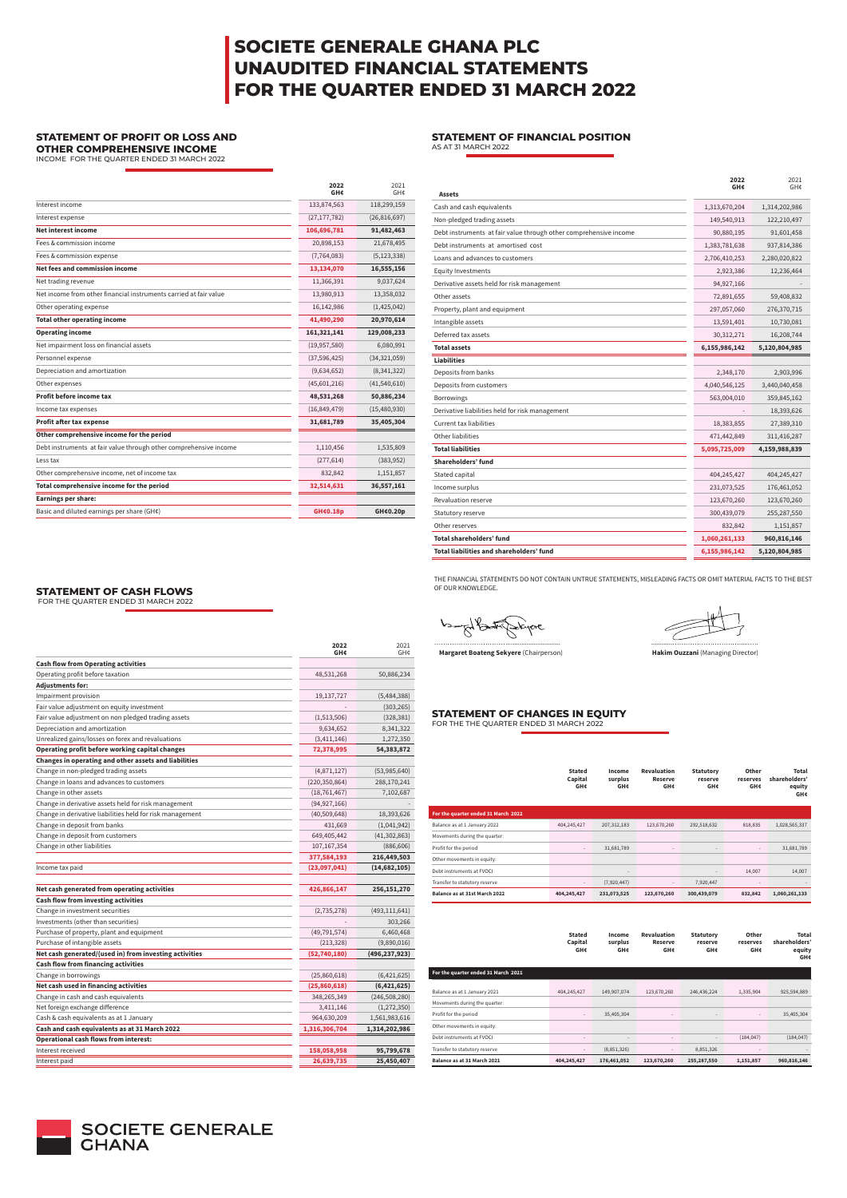# SOCIETE GENERALE GHANA PLC
# UNAUDITED FINANCIAL STATEMENTS
# FOR THE QUARTER ENDED 31 MARCH 2022

## STATEMENT OF PROFIT OR LOSS AND OTHER COMPREHENSIVE INCOME

INCOME FOR THE QUARTER ENDED 31 MARCH 2022

| | 2022 GH¢ | 2021 GH¢ |
|---|---|---|
| Interest income | 133,874,563 | 118,299,159 |
| Interest expense | (27,177,782) | (26,816,697) |
| **Net interest income** | **106,696,781** | **91,482,463** |
| Fees & commission income | 20,898,153 | 21,678,495 |
| Fees & commission expense | (7,764,083) | (5,123,338) |
| **Net fees and commission income** | **13,134,070** | **16,555,156** |
| Net trading revenue | 11,366,391 | 9,037,624 |
| Net income from other financial instruments carried at fair value | 13,980,913 | 13,358,032 |
| Other operating expense | 16,142,986 | (1,425,042) |
| **Total other operating income** | **41,490,290** | **20,970,614** |
| **Operating income** | **161,321,141** | **129,008,233** |
| Net impairment loss on financial assets | (19,957,580) | 6,080,991 |
| Personnel expense | (37,596,425) | (34,321,059) |
| Depreciation and amortization | (9,634,652) | (8,341,322) |
| Other expenses | (45,601,216) | (41,540,610) |
| **Profit before income tax** | **48,531,268** | **50,886,234** |
| Income tax expenses | (16,849,479) | (15,480,930) |
| **Profit after tax expense** | **31,681,789** | **35,405,304** |
| **Other comprehensive income for the period** | | |
| Debt instruments at fair value through other comprehensive income | 1,110,456 | 1,535,809 |
| Less tax | (277,614) | (383,952) |
| Other comprehensive income, net of income tax | 832,842 | 1,151,857 |
| **Total comprehensive income for the period** | **32,514,631** | **36,557,161** |
| **Earnings per share:** | | |
| Basic and diluted earnings per share (GH¢) | **GH¢0.18p** | **GH¢0.20p** |

## STATEMENT OF FINANCIAL POSITION

AS AT 31 MARCH 2022

| | 2022 GH¢ | 2021 GH¢ |
|---|---|---|
| **Assets** | | |
| Cash and cash equivalents | 1,313,670,204 | 1,314,202,986 |
| Non-pledged trading assets | 149,540,913 | 122,210,497 |
| Debt instruments at fair value through other comprehensive income | 90,880,195 | 91,601,458 |
| Debt instruments at amortised cost | 1,383,781,638 | 937,814,386 |
| Loans and advances to customers | 2,706,410,253 | 2,280,020,822 |
| Equity Investments | 2,923,386 | 12,236,464 |
| Derivative assets held for risk management | 94,927,166 | - |
| Other assets | 72,891,655 | 59,408,832 |
| Property, plant and equipment | 297,057,060 | 276,370,715 |
| Intangible assets | 13,591,401 | 10,730,081 |
| Deferred tax assets | 30,312,271 | 16,208,744 |
| **Total assets** | **6,155,986,142** | **5,120,804,985** |
| **Liabilities** | | |
| Deposits from banks | 2,348,170 | 2,903,996 |
| Deposits from customers | 4,040,546,125 | 3,440,040,458 |
| Borrowings | 563,004,010 | 359,845,162 |
| Derivative liabilities held for risk management | - | 18,393,626 |
| Current tax liabilities | 18,383,855 | 27,389,310 |
| Other liabilities | 471,442,849 | 311,416,287 |
| **Total liabilities** | **5,095,725,009** | **4,159,988,839** |
| **Shareholders' fund** | | |
| Stated capital | 404,245,427 | 404,245,427 |
| Income surplus | 231,073,525 | 176,461,052 |
| Revaluation reserve | 123,670,260 | 123,670,260 |
| Statutory reserve | 300,439,079 | 255,287,550 |
| Other reserves | 832,842 | 1,151,857 |
| **Total shareholders' fund** | **1,060,261,133** | **960,816,146** |
| **Total liabilities and shareholders' fund** | **6,155,986,142** | **5,120,804,985** |

THE FINANCIAL STATEMENTS DO NOT CONTAIN UNTRUE STATEMENTS, MISLEADING FACTS OR OMIT MATERIAL FACTS TO THE BEST OF OUR KNOWLEDGE.

**Margaret Boateng Sekyere** (Chairperson)

**Hakim Ouzzani** (Managing Director)

## STATEMENT OF CASH FLOWS

FOR THE QUARTER ENDED 31 MARCH 2022

| | 2022 GH¢ | 2021 GH¢ |
|---|---|---|
| **Cash flow from Operating activities** | | |
| Operating profit before taxation | 48,531,268 | 50,886,234 |
| **Adjustments for:** | | |
| Impairment provision | 19,137,727 | (5,484,388) |
| Fair value adjustment on equity investment | - | (303,265) |
| Fair value adjustment on non pledged trading assets | (1,513,506) | (328,381) |
| Depreciation and amortization | 9,634,652 | 8,341,322 |
| Unrealized gains/losses on forex and revaluations | (3,411,146) | 1,272,350 |
| **Operating profit before working capital changes** | **72,378,995** | **54,383,872** |
| **Changes in operating and other assets and liabilities** | | |
| Change in non-pledged trading assets | (4,871,127) | (53,985,640) |
| Change in loans and advances to customers | (220,350,864) | 288,170,241 |
| Change in other assets | (18,761,467) | 7,102,687 |
| Change in derivative assets held for risk management | (94,927,166) | - |
| Change in derivative liabilities held for risk management | (40,509,648) | 18,393,626 |
| Change in deposit from banks | 431,669 | (1,041,942) |
| Change in deposit from customers | 649,405,442 | (41,302,863) |
| Change in other liabilities | 107,167,354 | (886,606) |
| | **377,584,193** | **216,449,503** |
| Income tax paid | **(23,097,041)** | **(14,682,105)** |
| **Net cash generated from operating activities** | **426,866,147** | **256,151,270** |
| **Cash flow from investing activities** | | |
| Change in investment securities | (2,735,278) | (493,111,641) |
| Investments (other than securities) | - | 303,266 |
| Purchase of property, plant and equipment | (49,791,574) | 6,460,468 |
| Purchase of intangible assets | (213,328) | (9,890,016) |
| **Net cash generated/(used in) from investing activities** | **(52,740,180)** | **(496,237,923)** |
| **Cash flow from financing activities** | | |
| Change in borrowings | (25,860,618) | (6,421,625) |
| **Net cash used in financing activities** | **(25,860,618)** | **(6,421,625)** |
| Change in cash and cash equivalents | 348,265,349 | (246,508,280) |
| Net foreign exchange difference | 3,411,146 | (1,272,350) |
| Cash & cash equivalents as at 1 January | 964,630,209 | 1,561,983,616 |
| **Cash and cash equivalents as at 31 March 2022** | **1,316,306,704** | **1,314,202,986** |
| **Operational cash flows from interest:** | | |
| Interest received | **158,058,958** | **95,799,678** |
| Interest paid | **26,639,735** | **25,450,407** |

## STATEMENT OF CHANGES IN EQUITY

FOR THE THE QUARTER ENDED 31 MARCH 2022

| | Stated Capital GH¢ | Income surplus GH¢ | Revaluation Reserve GH¢ | Statutory reserve GH¢ | Other reserves GH¢ | Total shareholders' equity GH¢ |
|---|---|---|---|---|---|---|
| **For the quarter ended 31 March 2022** | | | | | | |
| Balance as at 1 January 2022 | 404,245,427 | 207,312,183 | 123,670,260 | 292,518,632 | 818,835 | 1,028,565,337 |
| Movements during the quarter: | | | | | | |
| Profit for the period | - | 31,681,789 | - | - | - | 31,681,789 |
| Other movements in equity: | | | | | | |
| Debt instruments at FVOCI | | - | | - | 14,007 | 14,007 |
| Transfer to statutory reserve | - | (7,920,447) | - | 7,920,447 | - | - |
| **Balance as at 31st March 2022** | **404,245,427** | **231,073,525** | **123,670,260** | **300,439,079** | **832,842** | **1,060,261,133** |

| | Stated Capital GH¢ | Income surplus GH¢ | Revaluation Reserve GH¢ | Statutory reserve GH¢ | Other reserves GH¢ | Total shareholders' equity GH¢ |
|---|---|---|---|---|---|---|
| **For the quarter ended 31 March 2021** | | | | | | |
| Balance as at 1 January 2021 | 404,245,427 | 149,907,074 | 123,670,260 | 246,436,224 | 1,335,904 | 925,594,889 |
| Movements during the quarter: | | | | | | |
| Profit for the period | - | 35,405,304 | - | - | - | 35,405,304 |
| Other movements in equity: | | | | | | |
| Debt instruments at FVOCI | - | - | - | - | (184,047) | (184,047) |
| Transfer to statutory reserve | - | (8,851,326) | - | 8,851,326 | - | - |
| **Balance as at 31 March 2021** | **404,245,427** | **176,461,052** | **123,670,260** | **255,287,550** | **1,151,857** | **960,816,146** |

SOCIETE GENERALE GHANA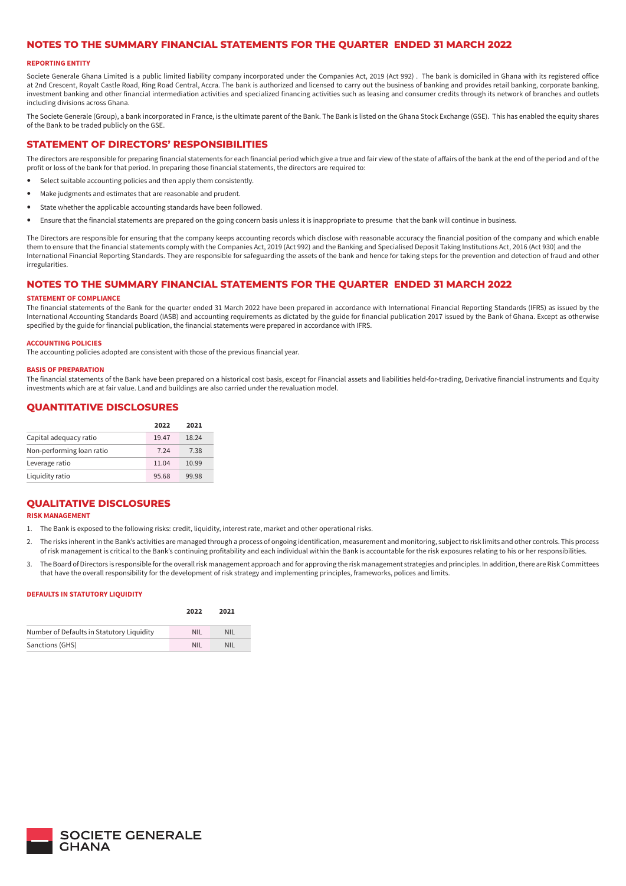## NOTES TO THE SUMMARY FINANCIAL STATEMENTS FOR THE QUARTER ENDED 31 MARCH 2022

### REPORTING ENTITY

Societe Generale Ghana Limited is a public limited liability company incorporated under the Companies Act, 2019 (Act 992) . The bank is domiciled in Ghana with its registered office at 2nd Crescent, Royalt Castle Road, Ring Road Central, Accra. The bank is authorized and licensed to carry out the business of banking and provides retail banking, corporate banking, investment banking and other financial intermediation activities and specialized financing activities such as leasing and consumer credits through its network of branches and outlets including divisions across Ghana.

The Societe Generale (Group), a bank incorporated in France, is the ultimate parent of the Bank. The Bank is listed on the Ghana Stock Exchange (GSE). This has enabled the equity shares of the Bank to be traded publicly on the GSE.

## STATEMENT OF DIRECTORS' RESPONSIBILITIES

The directors are responsible for preparing financial statements for each financial period which give a true and fair view of the state of affairs of the bank at the end of the period and of the profit or loss of the bank for that period. In preparing those financial statements, the directors are required to:

- Select suitable accounting policies and then apply them consistently.
- Make judgments and estimates that are reasonable and prudent.
- State whether the applicable accounting standards have been followed.
- Ensure that the financial statements are prepared on the going concern basis unless it is inappropriate to presume that the bank will continue in business.

The Directors are responsible for ensuring that the company keeps accounting records which disclose with reasonable accuracy the financial position of the company and which enable them to ensure that the financial statements comply with the Companies Act, 2019 (Act 992) and the Banking and Specialised Deposit Taking Institutions Act, 2016 (Act 930) and the International Financial Reporting Standards. They are responsible for safeguarding the assets of the bank and hence for taking steps for the prevention and detection of fraud and other irregularities.

## NOTES TO THE SUMMARY FINANCIAL STATEMENTS FOR THE QUARTER ENDED 31 MARCH 2022

### STATEMENT OF COMPLIANCE

The financial statements of the Bank for the quarter ended 31 March 2022 have been prepared in accordance with International Financial Reporting Standards (IFRS) as issued by the International Accounting Standards Board (IASB) and accounting requirements as dictated by the guide for financial publication 2017 issued by the Bank of Ghana. Except as otherwise specified by the guide for financial publication, the financial statements were prepared in accordance with IFRS.

### ACCOUNTING POLICIES

The accounting policies adopted are consistent with those of the previous financial year.

### BASIS OF PREPARATION

The financial statements of the Bank have been prepared on a historical cost basis, except for Financial assets and liabilities held-for-trading, Derivative financial instruments and Equity investments which are at fair value. Land and buildings are also carried under the revaluation model.

## QUANTITATIVE DISCLOSURES

| | 2022 | 2021 |
|---|---|---|
| Capital adequacy ratio | 19.47 | 18.24 |
| Non-performing loan ratio | 7.24 | 7.38 |
| Leverage ratio | 11.04 | 10.99 |
| Liquidity ratio | 95.68 | 99.98 |

## QUALITATIVE DISCLOSURES

### RISK MANAGEMENT

1. The Bank is exposed to the following risks: credit, liquidity, interest rate, market and other operational risks.
2. The risks inherent in the Bank's activities are managed through a process of ongoing identification, measurement and monitoring, subject to risk limits and other controls. This process of risk management is critical to the Bank's continuing profitability and each individual within the Bank is accountable for the risk exposures relating to his or her responsibilities.
3. The Board of Directors is responsible for the overall risk management approach and for approving the risk management strategies and principles. In addition, there are Risk Committees that have the overall responsibility for the development of risk strategy and implementing principles, frameworks, polices and limits.

### DEFAULTS IN STATUTORY LIQUIDITY

| | 2022 | 2021 |
|---|---|---|
| Number of Defaults in Statutory Liquidity | NIL | NIL |
| Sanctions (GHS) | NIL | NIL |

SOCIETE GENERALE GHANA